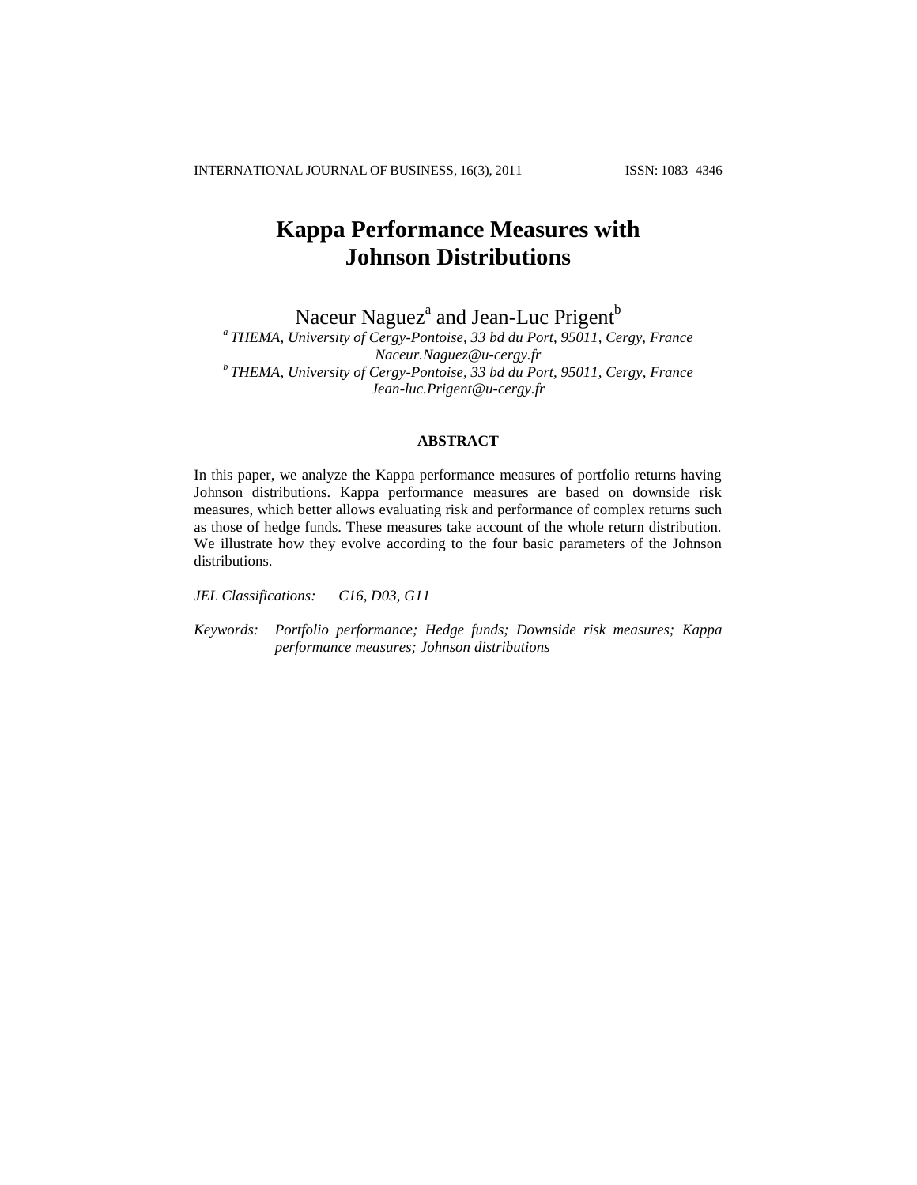# Kappa Performance Measures with Johnson Distributions

Naceur Naguez[a] and Jean-Luc Prigent[b]

[a] *THEMA, University of Cergy-Pontoise, 33 bd du Port, 95011, Cergy, France*
*Naceur.Naguez@u-cergy.fr*

[b] *THEMA, University of Cergy-Pontoise, 33 bd du Port, 95011, Cergy, France*
*Jean-luc.Prigent@u-cergy.fr*

## ABSTRACT

In this paper, we analyze the Kappa performance measures of portfolio returns having Johnson distributions. Kappa performance measures are based on downside risk measures, which better allows evaluating risk and performance of complex returns such as those of hedge funds. These measures take account of the whole return distribution. We illustrate how they evolve according to the four basic parameters of the Johnson distributions.

*JEL Classifications:* *C16, D03, G11*

*Keywords:* *Portfolio performance; Hedge funds; Downside risk measures; Kappa performance measures; Johnson distributions*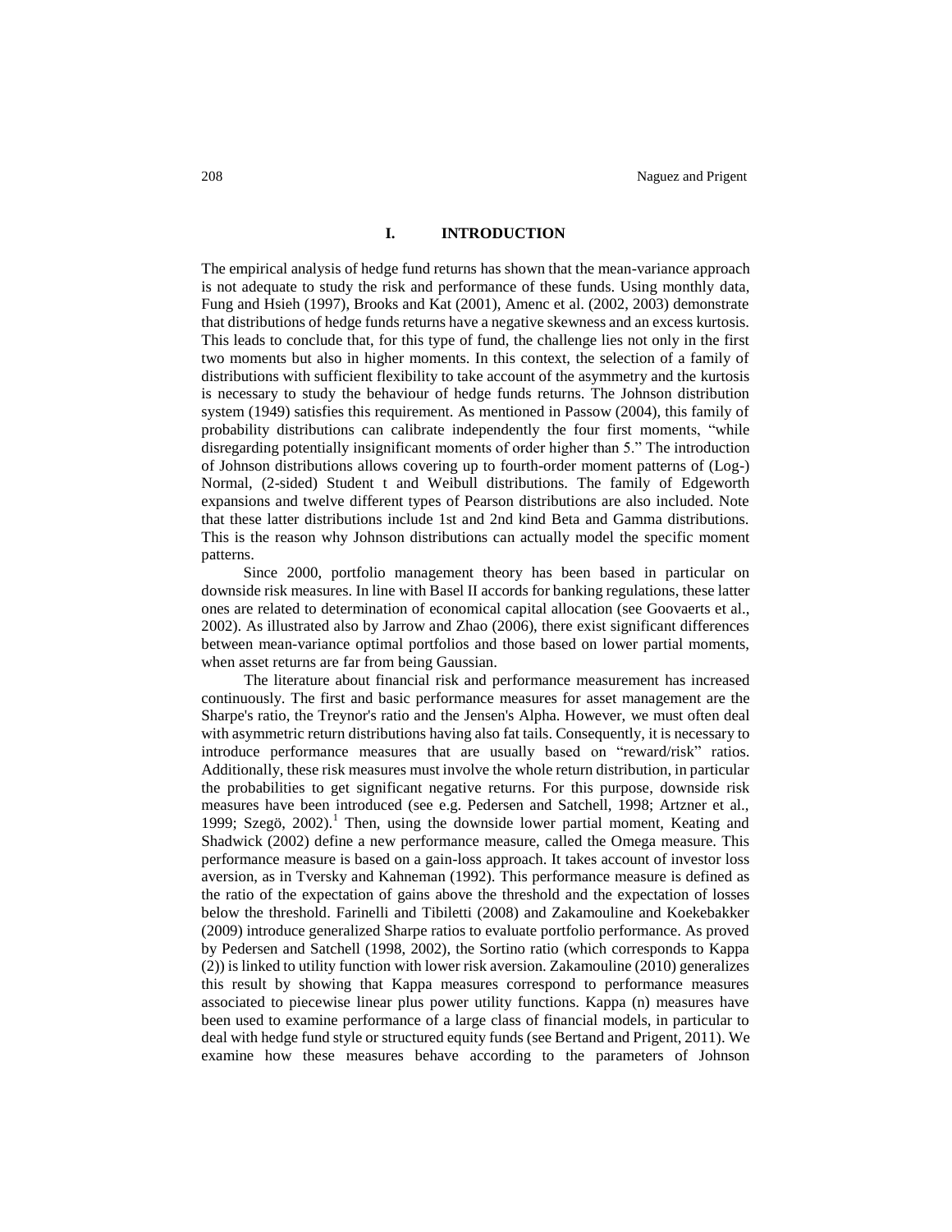## I. INTRODUCTION

The empirical analysis of hedge fund returns has shown that the mean-variance approach is not adequate to study the risk and performance of these funds. Using monthly data, Fung and Hsieh (1997), Brooks and Kat (2001), Amenc et al. (2002, 2003) demonstrate that distributions of hedge funds returns have a negative skewness and an excess kurtosis. This leads to conclude that, for this type of fund, the challenge lies not only in the first two moments but also in higher moments. In this context, the selection of a family of distributions with sufficient flexibility to take account of the asymmetry and the kurtosis is necessary to study the behaviour of hedge funds returns. The Johnson distribution system (1949) satisfies this requirement. As mentioned in Passow (2004), this family of probability distributions can calibrate independently the four first moments, "while disregarding potentially insignificant moments of order higher than 5." The introduction of Johnson distributions allows covering up to fourth-order moment patterns of (Log-) Normal, (2-sided) Student t and Weibull distributions. The family of Edgeworth expansions and twelve different types of Pearson distributions are also included. Note that these latter distributions include 1st and 2nd kind Beta and Gamma distributions. This is the reason why Johnson distributions can actually model the specific moment patterns.

Since 2000, portfolio management theory has been based in particular on downside risk measures. In line with Basel II accords for banking regulations, these latter ones are related to determination of economical capital allocation (see Goovaerts et al., 2002). As illustrated also by Jarrow and Zhao (2006), there exist significant differences between mean-variance optimal portfolios and those based on lower partial moments, when asset returns are far from being Gaussian.

The literature about financial risk and performance measurement has increased continuously. The first and basic performance measures for asset management are the Sharpe's ratio, the Treynor's ratio and the Jensen's Alpha. However, we must often deal with asymmetric return distributions having also fat tails. Consequently, it is necessary to introduce performance measures that are usually based on "reward/risk" ratios. Additionally, these risk measures must involve the whole return distribution, in particular the probabilities to get significant negative returns. For this purpose, downside risk measures have been introduced (see e.g. Pedersen and Satchell, 1998; Artzner et al., 1999; Szegö, 2002).[1] Then, using the downside lower partial moment, Keating and Shadwick (2002) define a new performance measure, called the Omega measure. This performance measure is based on a gain-loss approach. It takes account of investor loss aversion, as in Tversky and Kahneman (1992). This performance measure is defined as the ratio of the expectation of gains above the threshold and the expectation of losses below the threshold. Farinelli and Tibiletti (2008) and Zakamouline and Koekebakker (2009) introduce generalized Sharpe ratios to evaluate portfolio performance. As proved by Pedersen and Satchell (1998, 2002), the Sortino ratio (which corresponds to Kappa (2)) is linked to utility function with lower risk aversion. Zakamouline (2010) generalizes this result by showing that Kappa measures correspond to performance measures associated to piecewise linear plus power utility functions. Kappa (n) measures have been used to examine performance of a large class of financial models, in particular to deal with hedge fund style or structured equity funds (see Bertand and Prigent, 2011). We examine how these measures behave according to the parameters of Johnson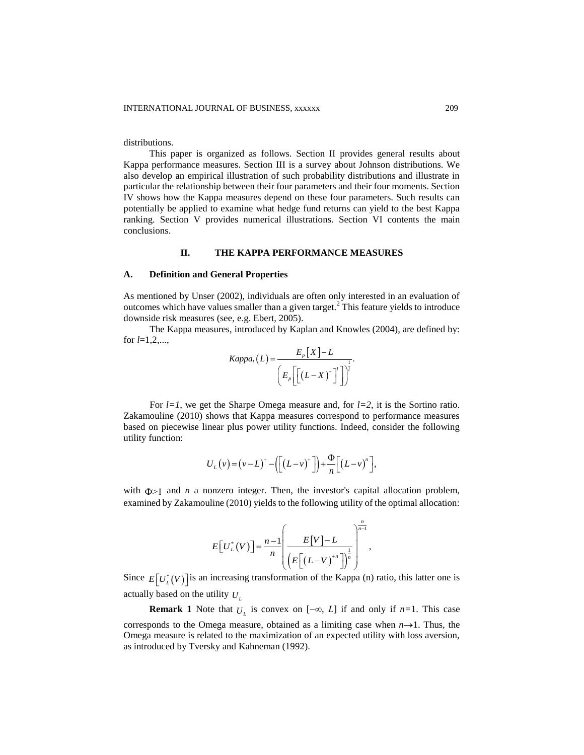distributions.

This paper is organized as follows. Section II provides general results about Kappa performance measures. Section III is a survey about Johnson distributions. We also develop an empirical illustration of such probability distributions and illustrate in particular the relationship between their four parameters and their four moments. Section IV shows how the Kappa measures depend on these four parameters. Such results can potentially be applied to examine what hedge fund returns can yield to the best Kappa ranking. Section V provides numerical illustrations. Section VI contents the main conclusions.

## II. THE KAPPA PERFORMANCE MEASURES

### A. Definition and General Properties

As mentioned by Unser (2002), individuals are often only interested in an evaluation of outcomes which have values smaller than a given target.[2] This feature yields to introduce downside risk measures (see, e.g. Ebert, 2005).

The Kappa measures, introduced by Kaplan and Knowles (2004), are defined by: for $l$=1,2,...,

$$Kappa_l\left(L\right)=\frac{E_p\left[X\right]-L}{\left(E_p\left[\left[\left(L-X\right)^+\right]^l\right]\right)^{\frac{1}{l}}}.$$

For $l=1$, we get the Sharpe Omega measure and, for $l=2$, it is the Sortino ratio. Zakamouline (2010) shows that Kappa measures correspond to performance measures based on piecewise linear plus power utility functions. Indeed, consider the following utility function:

$$U_L\left(v\right)=\left(v-L\right)^+-\left(\left[\left(L-v\right)^+\right]\right)+\frac{\Phi}{n}\left[\left(L-v\right)^n\right],$$

with $\Phi>1$ and $n$ a nonzero integer. Then, the investor's capital allocation problem, examined by Zakamouline (2010) yields to the following utility of the optimal allocation:

$$E\left[U_L^*\left(V\right)\right]=\frac{n-1}{n}\left(\frac{E\left[V\right]-L}{\left(E\left[\left(L-V\right)^{+n}\right]\right)^{\frac{1}{n}}}\right)^{\frac{n}{n-1}},$$

Since $E\left[U_L^*\left(V\right)\right]$ is an increasing transformation of the Kappa (n) ratio, this latter one is actually based on the utility $U_L$

**Remark 1** Note that $U_L$ is convex on $[-\infty, L]$ if and only if $n$=1. This case corresponds to the Omega measure, obtained as a limiting case when $n\to 1$. Thus, the Omega measure is related to the maximization of an expected utility with loss aversion, as introduced by Tversky and Kahneman (1992).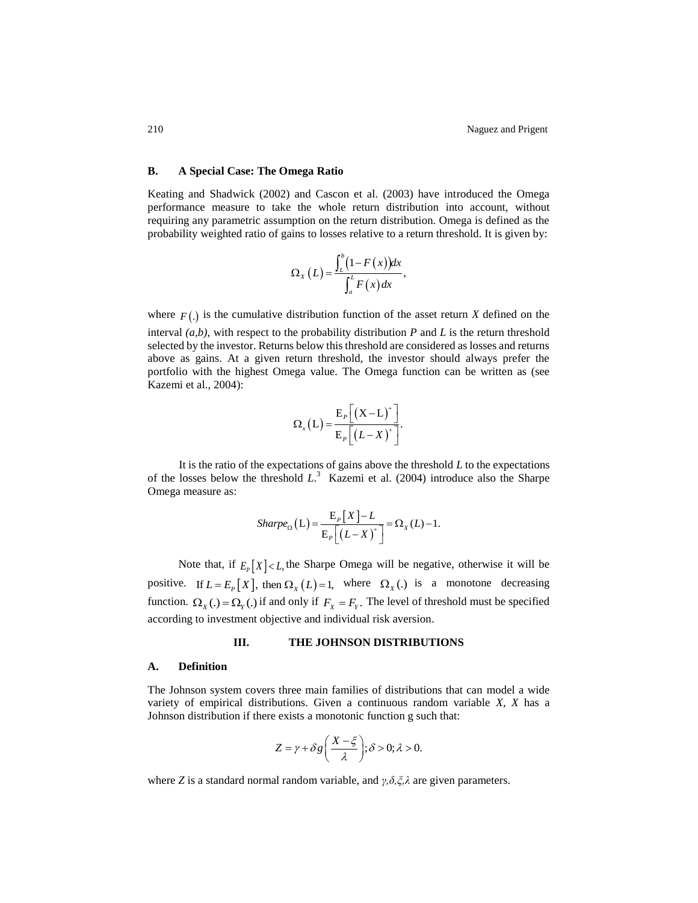### B. A Special Case: The Omega Ratio

Keating and Shadwick (2002) and Cascon et al. (2003) have introduced the Omega performance measure to take the whole return distribution into account, without requiring any parametric assumption on the return distribution. Omega is defined as the probability weighted ratio of gains to losses relative to a return threshold. It is given by:

$$\Omega_X(L) = \frac{\int_L^b (1 - F(x))dx}{\int_a^L F(x)dx},$$

where $F(.)$ is the cumulative distribution function of the asset return $X$ defined on the interval $(a,b)$, with respect to the probability distribution $P$ and $L$ is the return threshold selected by the investor. Returns below this threshold are considered as losses and returns above as gains. At a given return threshold, the investor should always prefer the portfolio with the highest Omega value. The Omega function can be written as (see Kazemi et al., 2004):

$$\Omega_X(\text{L}) = \frac{\text{E}_P\left[(\text{X} - \text{L})^+\right]}{\text{E}_P\left[(L - X)^+\right]}.$$

It is the ratio of the expectations of gains above the threshold $L$ to the expectations of the losses below the threshold $L$.[3] Kazemi et al. (2004) introduce also the Sharpe Omega measure as:

$$Sharpe_\Omega(\text{L}) = \frac{\text{E}_P[X] - L}{\text{E}_P\left[(L - X)^+\right]} = \Omega_X(L) - 1.$$

Note that, if $E_P[X] < L$, the Sharpe Omega will be negative, otherwise it will be positive. If $L = E_P[X]$, then $\Omega_X(L) = 1$, where $\Omega_X(.)$ is a monotone decreasing function. $\Omega_X(.) = \Omega_Y(.)$ if and only if $F_X = F_Y$. The level of threshold must be specified according to investment objective and individual risk aversion.

## III. THE JOHNSON DISTRIBUTIONS

### A. Definition

The Johnson system covers three main families of distributions that can model a wide variety of empirical distributions. Given a continuous random variable $X$, $X$ has a Johnson distribution if there exists a monotonic function g such that:

$$Z = \gamma + \delta g\left(\frac{X - \xi}{\lambda}\right); \delta > 0; \lambda > 0.$$

where $Z$ is a standard normal random variable, and $\gamma, \delta, \xi, \lambda$ are given parameters.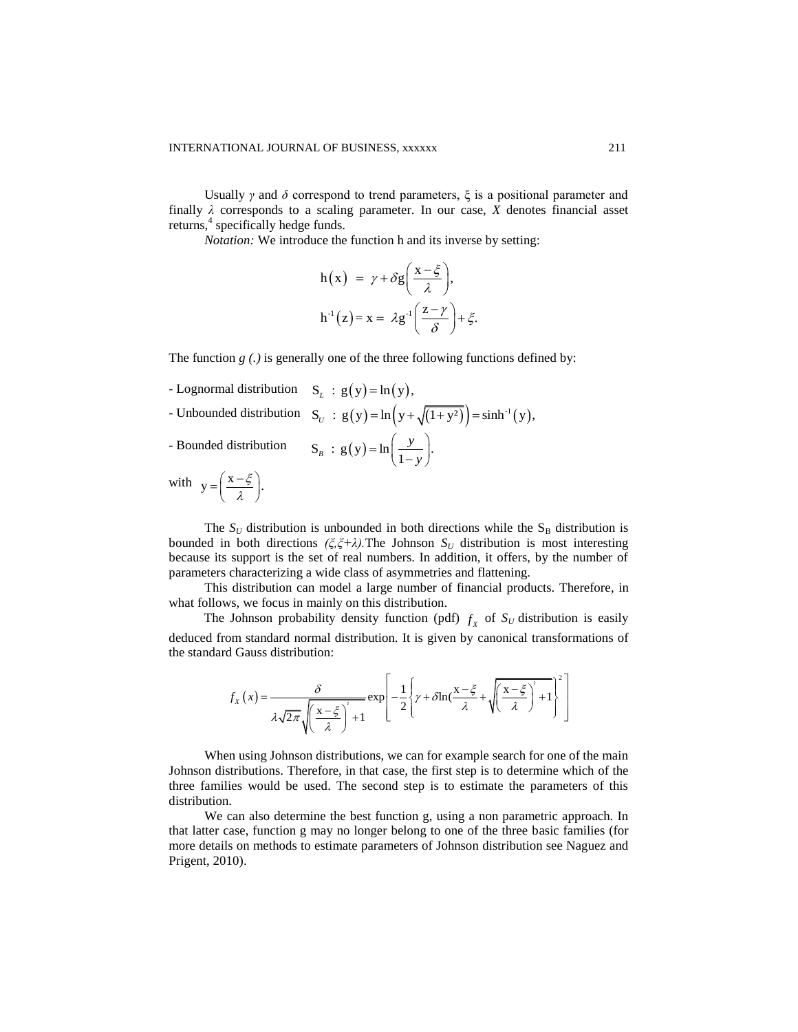Usually $\gamma$ and $\delta$ correspond to trend parameters, $\xi$ is a positional parameter and finally $\lambda$ corresponds to a scaling parameter. In our case, $X$ denotes financial asset returns,[4] specifically hedge funds.

*Notation:* We introduce the function h and its inverse by setting:

$$\mathrm{h}(\mathrm{x}) = \gamma + \delta \mathrm{g}\left(\frac{\mathrm{x}-\xi}{\lambda}\right),$$

$$\mathrm{h}^{-1}(\mathrm{z}) = \mathrm{x} = \lambda \mathrm{g}^{-1}\left(\frac{\mathrm{z}-\gamma}{\delta}\right) + \xi.$$

The function $g(.)$ is generally one of the three following functions defined by:

- Lognormal distribution $\quad S_L \; : \; g(y) = \ln(y),$
- Unbounded distribution $\quad S_U \; : \; g(y) = \ln\left(y + \sqrt{(1+y^2)}\right) = \sinh^{-1}(y),$
- Bounded distribution $\quad S_B \; : \; g(y) = \ln\left(\dfrac{y}{1-y}\right).$

with $\mathrm{y} = \left(\dfrac{\mathrm{x}-\xi}{\lambda}\right).$

The $S_U$ distribution is unbounded in both directions while the $S_B$ distribution is bounded in both directions $(\xi, \xi+\lambda)$. The Johnson $S_U$ distribution is most interesting because its support is the set of real numbers. In addition, it offers, by the number of parameters characterizing a wide class of asymmetries and flattening.

This distribution can model a large number of financial products. Therefore, in what follows, we focus in mainly on this distribution.

The Johnson probability density function (pdf) $f_X$ of $S_U$ distribution is easily deduced from standard normal distribution. It is given by canonical transformations of the standard Gauss distribution:

$$f_X(x) = \frac{\delta}{\lambda\sqrt{2\pi}\sqrt{\left(\frac{x-\xi}{\lambda}\right)^2+1}} \exp\left[-\frac{1}{2}\left\{\gamma + \delta \ln\left(\frac{x-\xi}{\lambda} + \sqrt{\left(\frac{x-\xi}{\lambda}\right)^2+1}\right)\right\}^2\right]$$

When using Johnson distributions, we can for example search for one of the main Johnson distributions. Therefore, in that case, the first step is to determine which of the three families would be used. The second step is to estimate the parameters of this distribution.

We can also determine the best function g, using a non parametric approach. In that latter case, function g may no longer belong to one of the three basic families (for more details on methods to estimate parameters of Johnson distribution see Naguez and Prigent, 2010).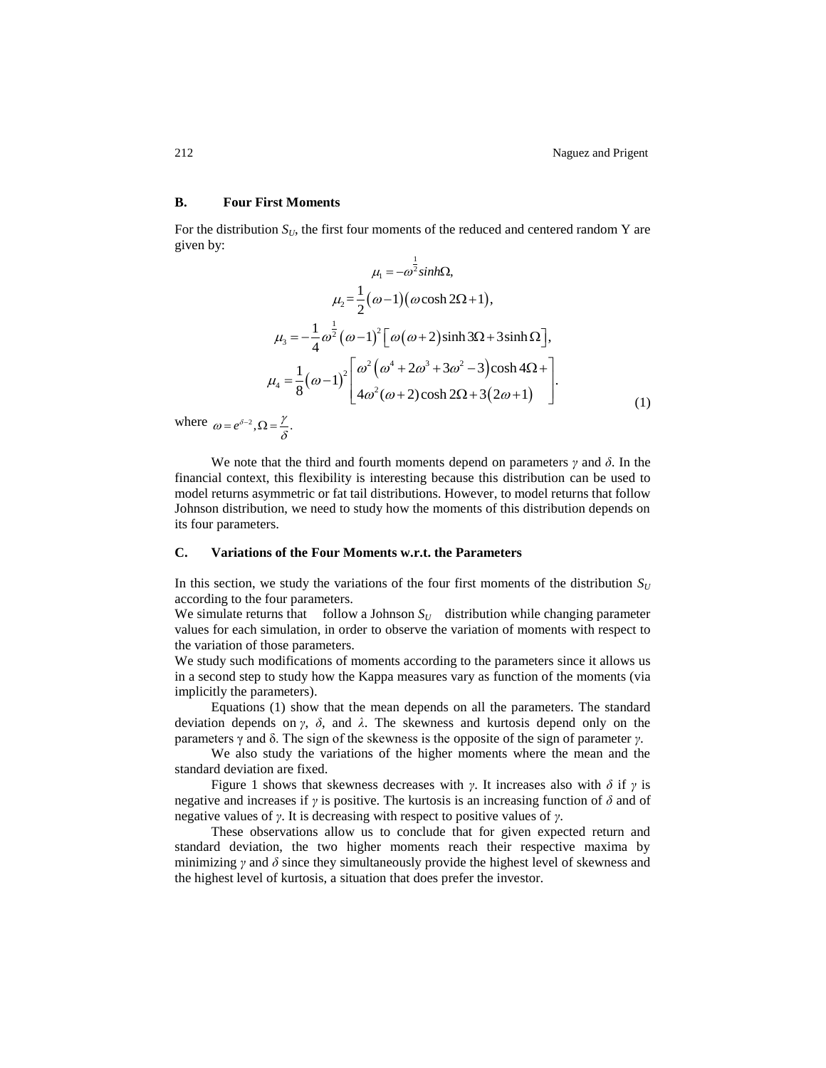### B. Four First Moments

For the distribution $S_U$, the first four moments of the reduced and centered random Y are given by:

$$
\begin{aligned}
\mu_1 &= -\omega^{\frac{1}{2}} sinh\Omega, \\
\mu_2 &= \frac{1}{2}(\omega-1)(\omega\cosh 2\Omega+1), \\
\mu_3 &= -\frac{1}{4}\omega^{\frac{1}{2}}(\omega-1)^2\left[\omega(\omega+2)\sinh 3\Omega+3\sinh\Omega\right], \\
\mu_4 &= \frac{1}{8}(\omega-1)^2\left[\begin{array}{l}\omega^2\left(\omega^4+2\omega^3+3\omega^2-3\right)\cosh 4\Omega+ \\ 4\omega^2(\omega+2)\cosh 2\Omega+3(2\omega+1)\end{array}\right].
\end{aligned} \tag{1}
$$

where $\omega = e^{\delta-2}, \Omega = \dfrac{\gamma}{\delta}.$

We note that the third and fourth moments depend on parameters $\gamma$ and $\delta$. In the financial context, this flexibility is interesting because this distribution can be used to model returns asymmetric or fat tail distributions. However, to model returns that follow Johnson distribution, we need to study how the moments of this distribution depends on its four parameters.

### C. Variations of the Four Moments w.r.t. the Parameters

In this section, we study the variations of the four first moments of the distribution $S_U$ according to the four parameters.

We simulate returns that follow a Johnson $S_U$ distribution while changing parameter values for each simulation, in order to observe the variation of moments with respect to the variation of those parameters.

We study such modifications of moments according to the parameters since it allows us in a second step to study how the Kappa measures vary as function of the moments (via implicitly the parameters).

Equations (1) show that the mean depends on all the parameters. The standard deviation depends on $\gamma$, $\delta$, and $\lambda$. The skewness and kurtosis depend only on the parameters $\gamma$ and $\delta$. The sign of the skewness is the opposite of the sign of parameter $\gamma$.

We also study the variations of the higher moments where the mean and the standard deviation are fixed.

Figure 1 shows that skewness decreases with $\gamma$. It increases also with $\delta$ if $\gamma$ is negative and increases if $\gamma$ is positive. The kurtosis is an increasing function of $\delta$ and of negative values of $\gamma$. It is decreasing with respect to positive values of $\gamma$.

These observations allow us to conclude that for given expected return and standard deviation, the two higher moments reach their respective maxima by minimizing $\gamma$ and $\delta$ since they simultaneously provide the highest level of skewness and the highest level of kurtosis, a situation that does prefer the investor.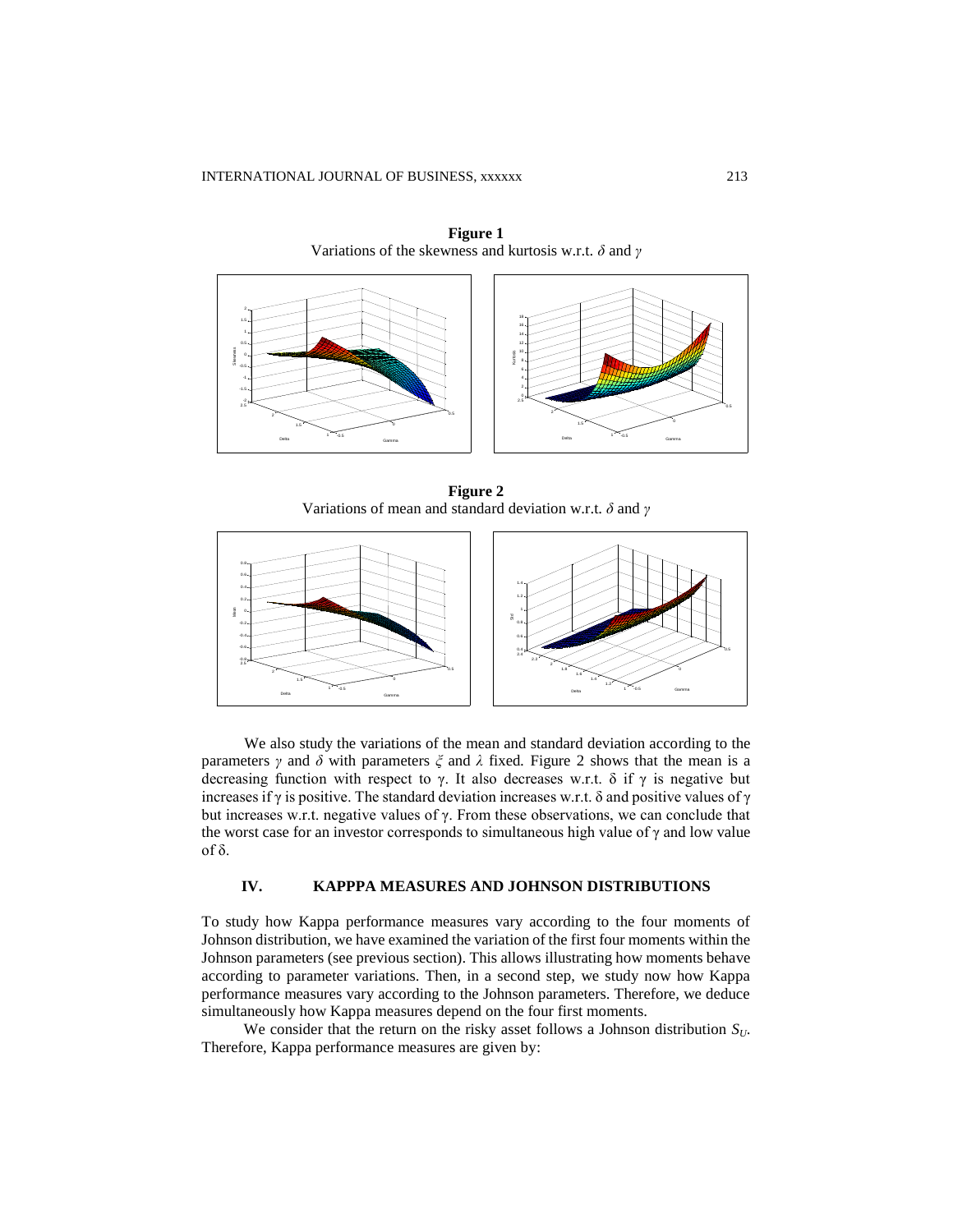**Figure 1**
Variations of the skewness and kurtosis w.r.t. $\delta$ and $\gamma$

**Figure 2**
Variations of mean and standard deviation w.r.t. $\delta$ and $\gamma$

We also study the variations of the mean and standard deviation according to the parameters $\gamma$ and $\delta$ with parameters $\xi$ and $\lambda$ fixed. Figure 2 shows that the mean is a decreasing function with respect to $\gamma$. It also decreases w.r.t. $\delta$ if $\gamma$ is negative but increases if $\gamma$ is positive. The standard deviation increases w.r.t. $\delta$ and positive values of $\gamma$ but increases w.r.t. negative values of $\gamma$. From these observations, we can conclude that the worst case for an investor corresponds to simultaneous high value of $\gamma$ and low value of $\delta$.

## IV. KAPPPA MEASURES AND JOHNSON DISTRIBUTIONS

To study how Kappa performance measures vary according to the four moments of Johnson distribution, we have examined the variation of the first four moments within the Johnson parameters (see previous section). This allows illustrating how moments behave according to parameter variations. Then, in a second step, we study now how Kappa performance measures vary according to the Johnson parameters. Therefore, we deduce simultaneously how Kappa measures depend on the four first moments.

We consider that the return on the risky asset follows a Johnson distribution $S_U$. Therefore, Kappa performance measures are given by: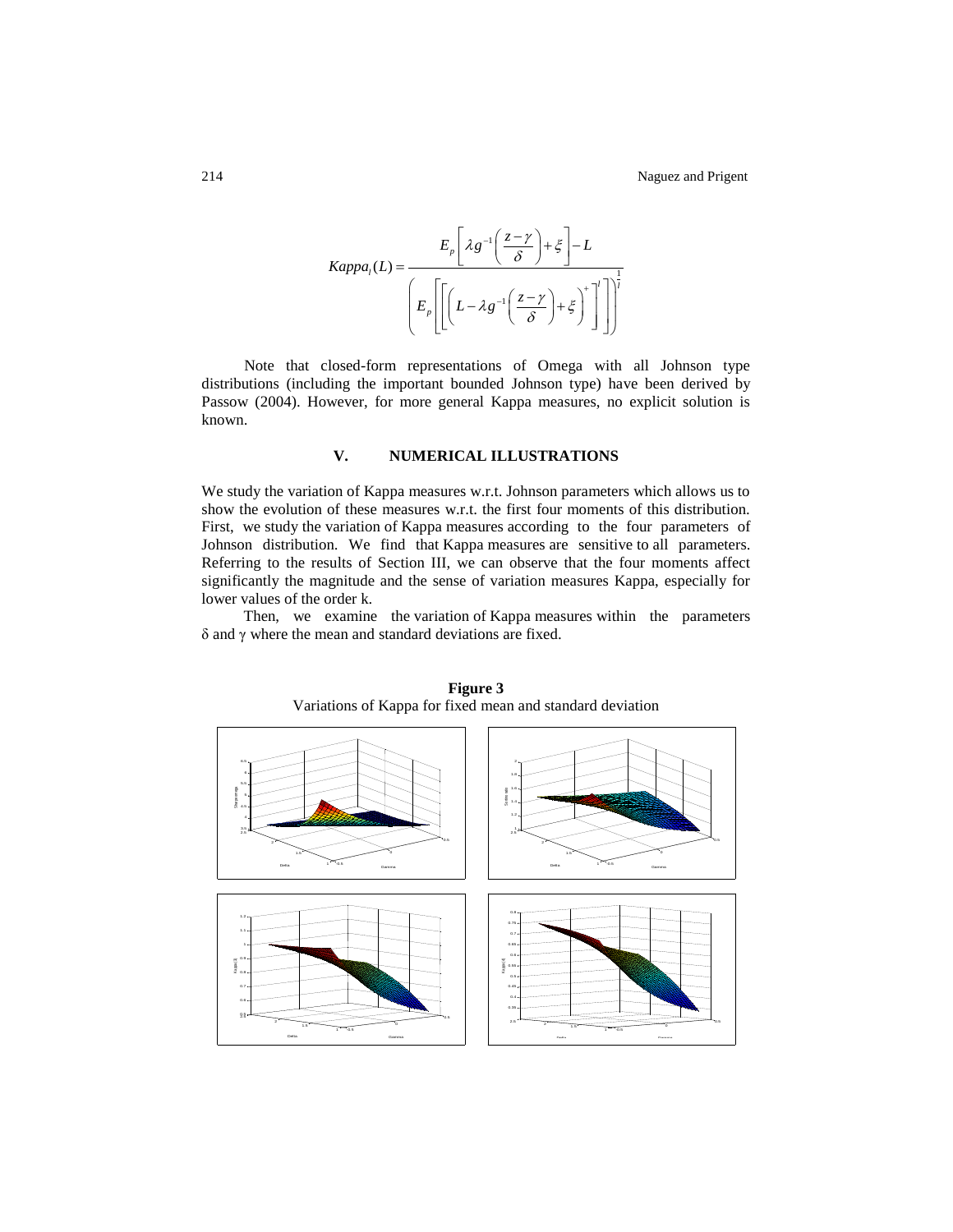$$Kappa_l(L) = \frac{E_p\left[\lambda g^{-1}\left(\frac{z-\gamma}{\delta}\right)+\xi\right]-L}{\left(E_p\left[\left[\left(L-\lambda g^{-1}\left(\frac{z-\gamma}{\delta}\right)+\xi\right)^{+}\right]^{l}\right]\right)^{\frac{1}{l}}}$$

Note that closed-form representations of Omega with all Johnson type distributions (including the important bounded Johnson type) have been derived by Passow (2004). However, for more general Kappa measures, no explicit solution is known.

## V. NUMERICAL ILLUSTRATIONS

We study the variation of Kappa measures w.r.t. Johnson parameters which allows us to show the evolution of these measures w.r.t. the first four moments of this distribution. First, we study the variation of Kappa measures according to the four parameters of Johnson distribution. We find that Kappa measures are sensitive to all parameters. Referring to the results of Section III, we can observe that the four moments affect significantly the magnitude and the sense of variation measures Kappa, especially for lower values of the order k.

Then, we examine the variation of Kappa measures within the parameters $\delta$ and $\gamma$ where the mean and standard deviations are fixed.

**Figure 3**

Variations of Kappa for fixed mean and standard deviation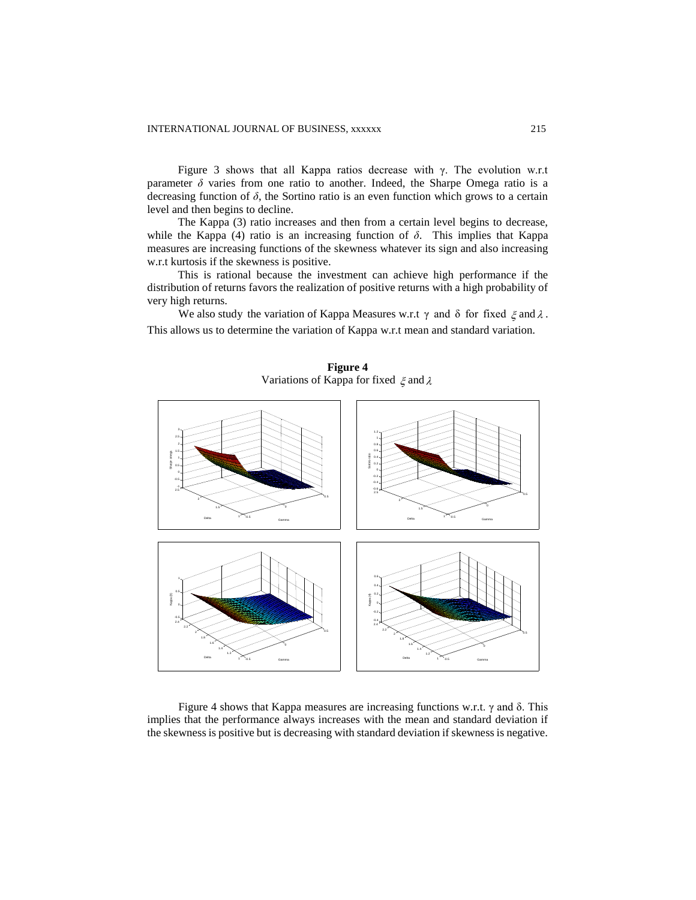Figure 3 shows that all Kappa ratios decrease with $\gamma$. The evolution w.r.t parameter $\delta$ varies from one ratio to another. Indeed, the Sharpe Omega ratio is a decreasing function of $\delta$, the Sortino ratio is an even function which grows to a certain level and then begins to decline.

The Kappa (3) ratio increases and then from a certain level begins to decrease, while the Kappa (4) ratio is an increasing function of $\delta$. This implies that Kappa measures are increasing functions of the skewness whatever its sign and also increasing w.r.t kurtosis if the skewness is positive.

This is rational because the investment can achieve high performance if the distribution of returns favors the realization of positive returns with a high probability of very high returns.

We also study the variation of Kappa Measures w.r.t $\gamma$ and $\delta$ for fixed $\xi$ and $\lambda$. This allows us to determine the variation of Kappa w.r.t mean and standard variation.

**Figure 4**
Variations of Kappa for fixed $\xi$ and $\lambda$

Figure 4 shows that Kappa measures are increasing functions w.r.t. $\gamma$ and $\delta$. This implies that the performance always increases with the mean and standard deviation if the skewness is positive but is decreasing with standard deviation if skewness is negative.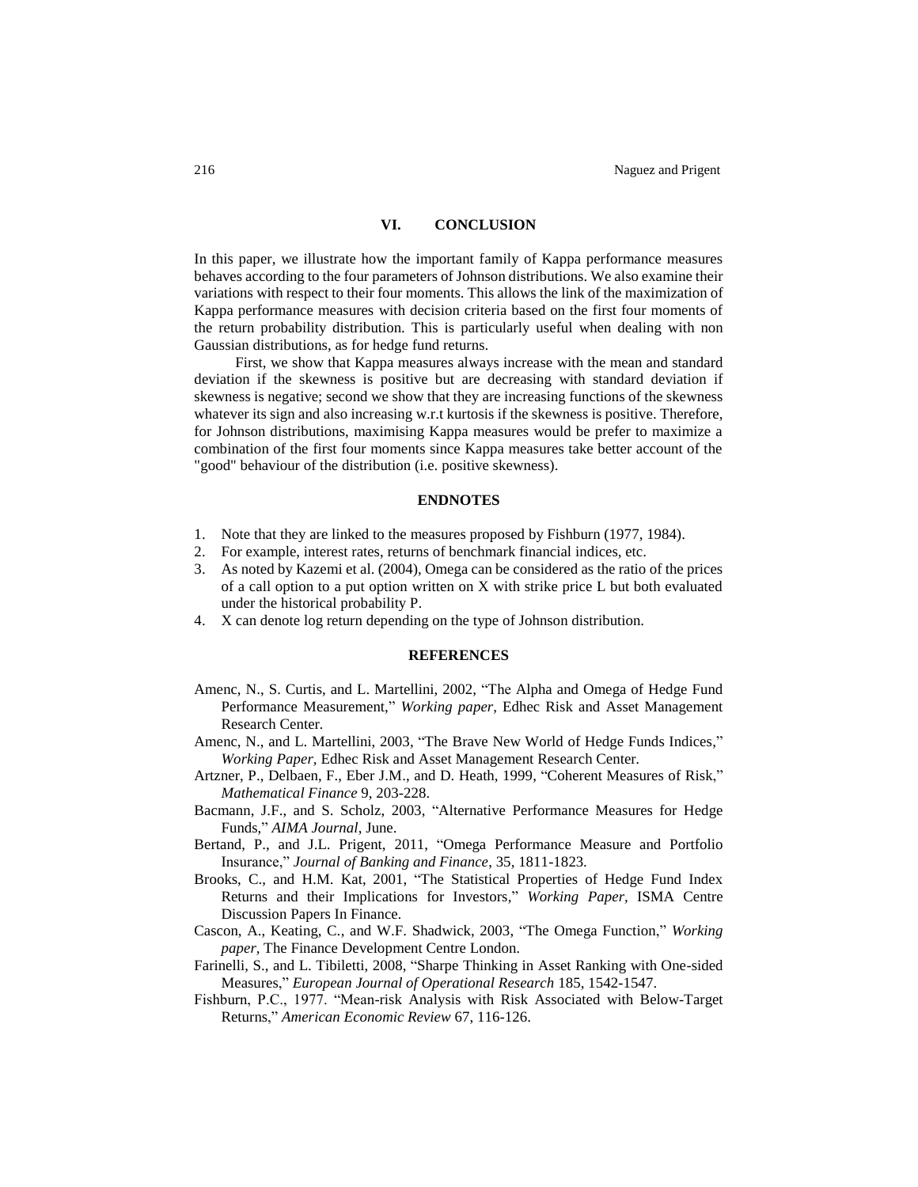## VI. CONCLUSION

In this paper, we illustrate how the important family of Kappa performance measures behaves according to the four parameters of Johnson distributions. We also examine their variations with respect to their four moments. This allows the link of the maximization of Kappa performance measures with decision criteria based on the first four moments of the return probability distribution. This is particularly useful when dealing with non Gaussian distributions, as for hedge fund returns.

First, we show that Kappa measures always increase with the mean and standard deviation if the skewness is positive but are decreasing with standard deviation if skewness is negative; second we show that they are increasing functions of the skewness whatever its sign and also increasing w.r.t kurtosis if the skewness is positive. Therefore, for Johnson distributions, maximising Kappa measures would be prefer to maximize a combination of the first four moments since Kappa measures take better account of the "good" behaviour of the distribution (i.e. positive skewness).

## ENDNOTES

1. Note that they are linked to the measures proposed by Fishburn (1977, 1984).
2. For example, interest rates, returns of benchmark financial indices, etc.
3. As noted by Kazemi et al. (2004), Omega can be considered as the ratio of the prices of a call option to a put option written on X with strike price L but both evaluated under the historical probability P.
4. X can denote log return depending on the type of Johnson distribution.

## REFERENCES

Amenc, N., S. Curtis, and L. Martellini, 2002, "The Alpha and Omega of Hedge Fund Performance Measurement," *Working paper,* Edhec Risk and Asset Management Research Center.

Amenc, N., and L. Martellini, 2003, "The Brave New World of Hedge Funds Indices," *Working Paper,* Edhec Risk and Asset Management Research Center.

Artzner, P., Delbaen, F., Eber J.M., and D. Heath, 1999, "Coherent Measures of Risk," *Mathematical Finance* 9, 203-228.

Bacmann, J.F., and S. Scholz, 2003, "Alternative Performance Measures for Hedge Funds," *AIMA Journal*, June.

Bertand, P., and J.L. Prigent, 2011, "Omega Performance Measure and Portfolio Insurance," *Journal of Banking and Finance*, 35, 1811-1823.

Brooks, C., and H.M. Kat, 2001, "The Statistical Properties of Hedge Fund Index Returns and their Implications for Investors," *Working Paper,* ISMA Centre Discussion Papers In Finance.

Cascon, A., Keating, C., and W.F. Shadwick, 2003, "The Omega Function," *Working paper*, The Finance Development Centre London.

Farinelli, S., and L. Tibiletti, 2008, "Sharpe Thinking in Asset Ranking with One-sided Measures," *European Journal of Operational Research* 185, 1542-1547.

Fishburn, P.C., 1977. "Mean-risk Analysis with Risk Associated with Below-Target Returns," *American Economic Review* 67, 116-126.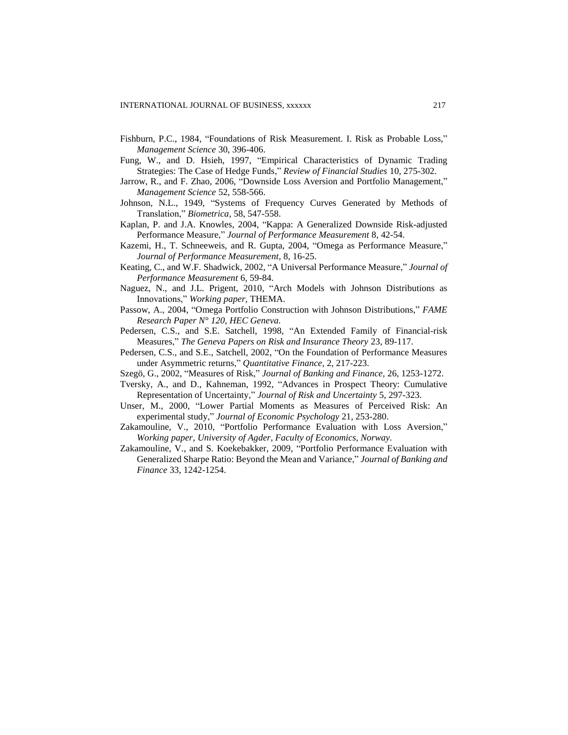Fishburn, P.C., 1984, "Foundations of Risk Measurement. I. Risk as Probable Loss," *Management Science* 30, 396-406.

Fung, W., and D. Hsieh, 1997, "Empirical Characteristics of Dynamic Trading Strategies: The Case of Hedge Funds," *Review of Financial Studies* 10, 275-302.

Jarrow, R., and F. Zhao, 2006, "Downside Loss Aversion and Portfolio Management," *Management Science* 52, 558-566.

Johnson, N.L., 1949, "Systems of Frequency Curves Generated by Methods of Translation," *Biometrica*, 58, 547-558.

Kaplan, P. and J.A. Knowles, 2004, "Kappa: A Generalized Downside Risk-adjusted Performance Measure," *Journal of Performance Measurement* 8, 42-54.

Kazemi, H., T. Schneeweis, and R. Gupta, 2004, "Omega as Performance Measure," *Journal of Performance Measurement*, 8, 16-25.

Keating, C., and W.F. Shadwick, 2002, "A Universal Performance Measure," *Journal of Performance Measurement* 6, 59-84.

Naguez, N., and J.L. Prigent, 2010, "Arch Models with Johnson Distributions as Innovations," *Working paper*, THEMA.

Passow, A., 2004, "Omega Portfolio Construction with Johnson Distributions," *FAME Research Paper N° 120, HEC Geneva.*

Pedersen, C.S., and S.E. Satchell, 1998, "An Extended Family of Financial-risk Measures," *The Geneva Papers on Risk and Insurance Theory* 23, 89-117.

Pedersen, C.S., and S.E., Satchell, 2002, "On the Foundation of Performance Measures under Asymmetric returns," *Quantitative Finance*, 2, 217-223.

Szegö, G., 2002, "Measures of Risk," *Journal of Banking and Finance,* 26, 1253-1272.

Tversky, A., and D., Kahneman, 1992, "Advances in Prospect Theory: Cumulative Representation of Uncertainty," *Journal of Risk and Uncertainty* 5, 297-323.

Unser, M., 2000, "Lower Partial Moments as Measures of Perceived Risk: An experimental study," *Journal of Economic Psychology* 21, 253-280.

Zakamouline, V., 2010, "Portfolio Performance Evaluation with Loss Aversion," *Working paper, University of Agder, Faculty of Economics, Norway.*

Zakamouline, V., and S. Koekebakker, 2009, "Portfolio Performance Evaluation with Generalized Sharpe Ratio: Beyond the Mean and Variance," *Journal of Banking and Finance* 33, 1242-1254.